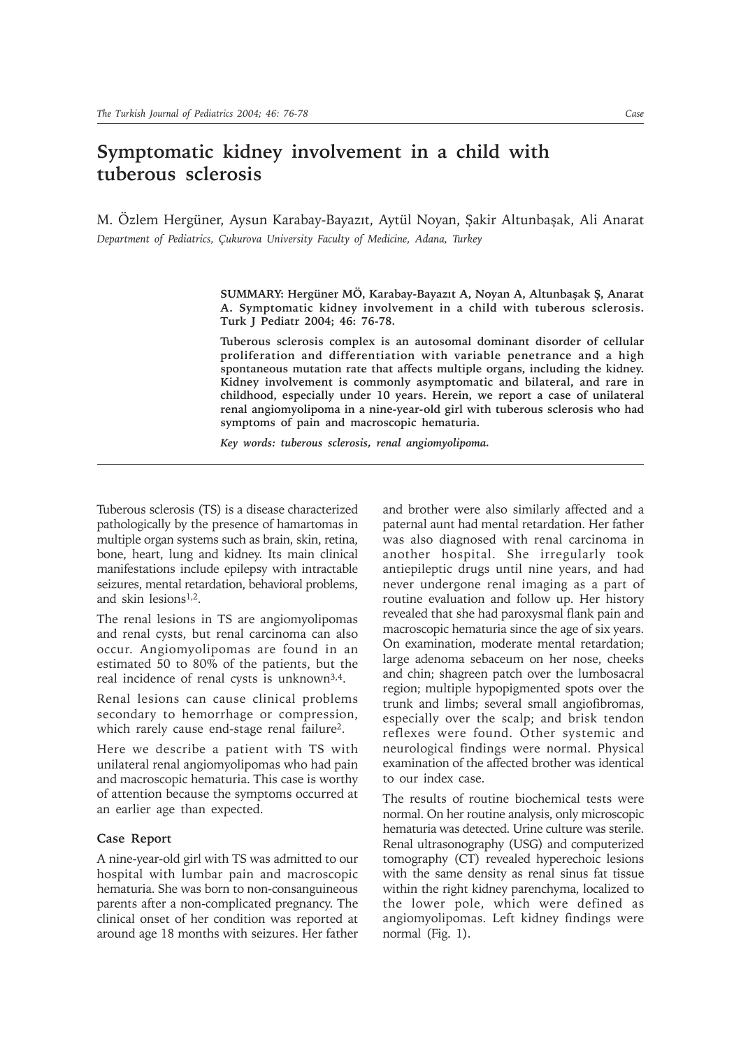# Symptomatic kidney involvement in a child with tuberous sclerosis

M. Özlem Hergüner, Aysun Karabay-Bayazıt, Aytül Noyan, Şakir Altunbaşak, Ali Anarat

*Department of Pediatrics, Çukurova University Faculty of Medicine, Adana, Turkey*

**SUMMARY: Hergüner MÖ, Karabay-Bayazıt A, Noyan A, Altunbaşak Ş, Anarat A. Symptomatic kidney involvement in a child with tuberous sclerosis. Turk J Pediatr 2004; 46: 76-78.**

**Tuberous sclerosis complex is an autosomal dominant disorder of cellular proliferation and differentiation with variable penetrance and a high spontaneous mutation rate that affects multiple organs, including the kidney. Kidney involvement is commonly asymptomatic and bilateral, and rare in childhood, especially under 10 years. Herein, we report a case of unilateral renal angiomyolipoma in a nine-year-old girl with tuberous sclerosis who had symptoms of pain and macroscopic hematuria.**

***Key words: tuberous sclerosis, renal angiomyolipoma.***

---

Tuberous sclerosis (TS) is a disease characterized pathologically by the presence of hamartomas in multiple organ systems such as brain, skin, retina, bone, heart, lung and kidney. Its main clinical manifestations include epilepsy with intractable seizures, mental retardation, behavioral problems, and skin lesions[1,2].

The renal lesions in TS are angiomyolipomas and renal cysts, but renal carcinoma can also occur. Angiomyolipomas are found in an estimated 50 to 80% of the patients, but the real incidence of renal cysts is unknown[3,4].

Renal lesions can cause clinical problems secondary to hemorrhage or compression, which rarely cause end-stage renal failure[2].

Here we describe a patient with TS with unilateral renal angiomyolipomas who had pain and macroscopic hematuria. This case is worthy of attention because the symptoms occurred at an earlier age than expected.

## Case Report

A nine-year-old girl with TS was admitted to our hospital with lumbar pain and macroscopic hematuria. She was born to non-consanguineous parents after a non-complicated pregnancy. The clinical onset of her condition was reported at around age 18 months with seizures. Her father and brother were also similarly affected and a paternal aunt had mental retardation. Her father was also diagnosed with renal carcinoma in another hospital. She irregularly took antiepileptic drugs until nine years, and had never undergone renal imaging as a part of routine evaluation and follow up. Her history revealed that she had paroxysmal flank pain and macroscopic hematuria since the age of six years. On examination, moderate mental retardation; large adenoma sebaceum on her nose, cheeks and chin; shagreen patch over the lumbosacral region; multiple hypopigmented spots over the trunk and limbs; several small angiofibromas, especially over the scalp; and brisk tendon reflexes were found. Other systemic and neurological findings were normal. Physical examination of the affected brother was identical to our index case.

The results of routine biochemical tests were normal. On her routine analysis, only microscopic hematuria was detected. Urine culture was sterile. Renal ultrasonography (USG) and computerized tomography (CT) revealed hyperechoic lesions with the same density as renal sinus fat tissue within the right kidney parenchyma, localized to the lower pole, which were defined as angiomyolipomas. Left kidney findings were normal (Fig. 1).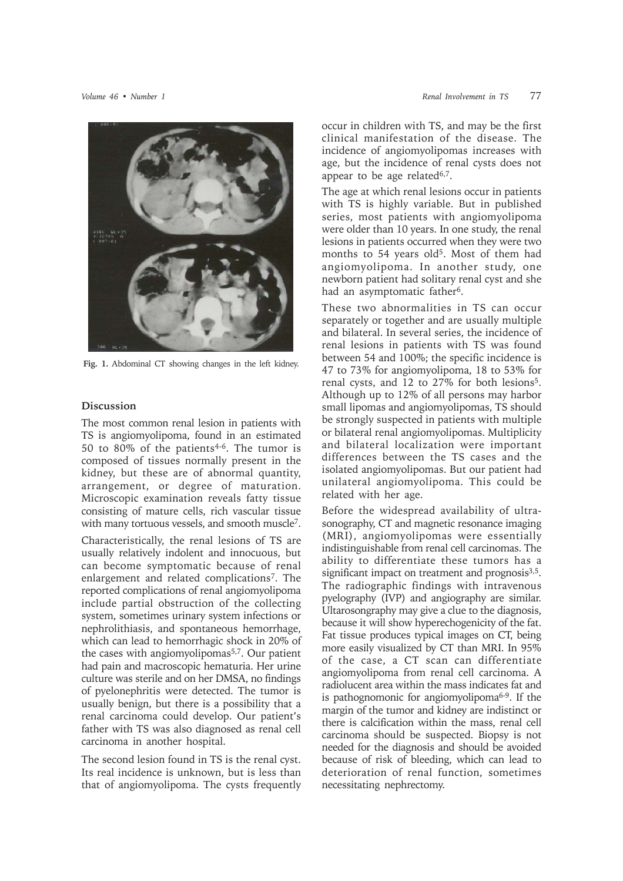Fig. 1. Abdominal CT showing changes in the left kidney.

## Discussion

The most common renal lesion in patients with TS is angiomyolipoma, found in an estimated 50 to 80% of the patients[4-6]. The tumor is composed of tissues normally present in the kidney, but these are of abnormal quantity, arrangement, or degree of maturation. Microscopic examination reveals fatty tissue consisting of mature cells, rich vascular tissue with many tortuous vessels, and smooth muscle[7].

Characteristically, the renal lesions of TS are usually relatively indolent and innocuous, but can become symptomatic because of renal enlargement and related complications[7]. The reported complications of renal angiomyolipoma include partial obstruction of the collecting system, sometimes urinary system infections or nephrolithiasis, and spontaneous hemorrhage, which can lead to hemorrhagic shock in 20% of the cases with angiomyolipomas[5,7]. Our patient had pain and macroscopic hematuria. Her urine culture was sterile and on her DMSA, no findings of pyelonephritis were detected. The tumor is usually benign, but there is a possibility that a renal carcinoma could develop. Our patient's father with TS was also diagnosed as renal cell carcinoma in another hospital.

The second lesion found in TS is the renal cyst. Its real incidence is unknown, but is less than that of angiomyolipoma. The cysts frequently occur in children with TS, and may be the first clinical manifestation of the disease. The incidence of angiomyolipomas increases with age, but the incidence of renal cysts does not appear to be age related[6,7].

The age at which renal lesions occur in patients with TS is highly variable. But in published series, most patients with angiomyolipoma were older than 10 years. In one study, the renal lesions in patients occurred when they were two months to 54 years old[5]. Most of them had angiomyolipoma. In another study, one newborn patient had solitary renal cyst and she had an asymptomatic father[6].

These two abnormalities in TS can occur separately or together and are usually multiple and bilateral. In several series, the incidence of renal lesions in patients with TS was found between 54 and 100%; the specific incidence is 47 to 73% for angiomyolipoma, 18 to 53% for renal cysts, and 12 to 27% for both lesions[5]. Although up to 12% of all persons may harbor small lipomas and angiomyolipomas, TS should be strongly suspected in patients with multiple or bilateral renal angiomyolipomas. Multiplicity and bilateral localization were important differences between the TS cases and the isolated angiomyolipomas. But our patient had unilateral angiomyolipoma. This could be related with her age.

Before the widespread availability of ultrasonography, CT and magnetic resonance imaging (MRI), angiomyolipomas were essentially indistinguishable from renal cell carcinomas. The ability to differentiate these tumors has a significant impact on treatment and prognosis[3,5]. The radiographic findings with intravenous pyelography (IVP) and angiography are similar. Ultarosongraphy may give a clue to the diagnosis, because it will show hyperechogenicity of the fat. Fat tissue produces typical images on CT, being more easily visualized by CT than MRI. In 95% of the case, a CT scan can differentiate angiomyolipoma from renal cell carcinoma. A radiolucent area within the mass indicates fat and is pathognomonic for angiomyolipoma[6-9]. If the margin of the tumor and kidney are indistinct or there is calcification within the mass, renal cell carcinoma should be suspected. Biopsy is not needed for the diagnosis and should be avoided because of risk of bleeding, which can lead to deterioration of renal function, sometimes necessitating nephrectomy.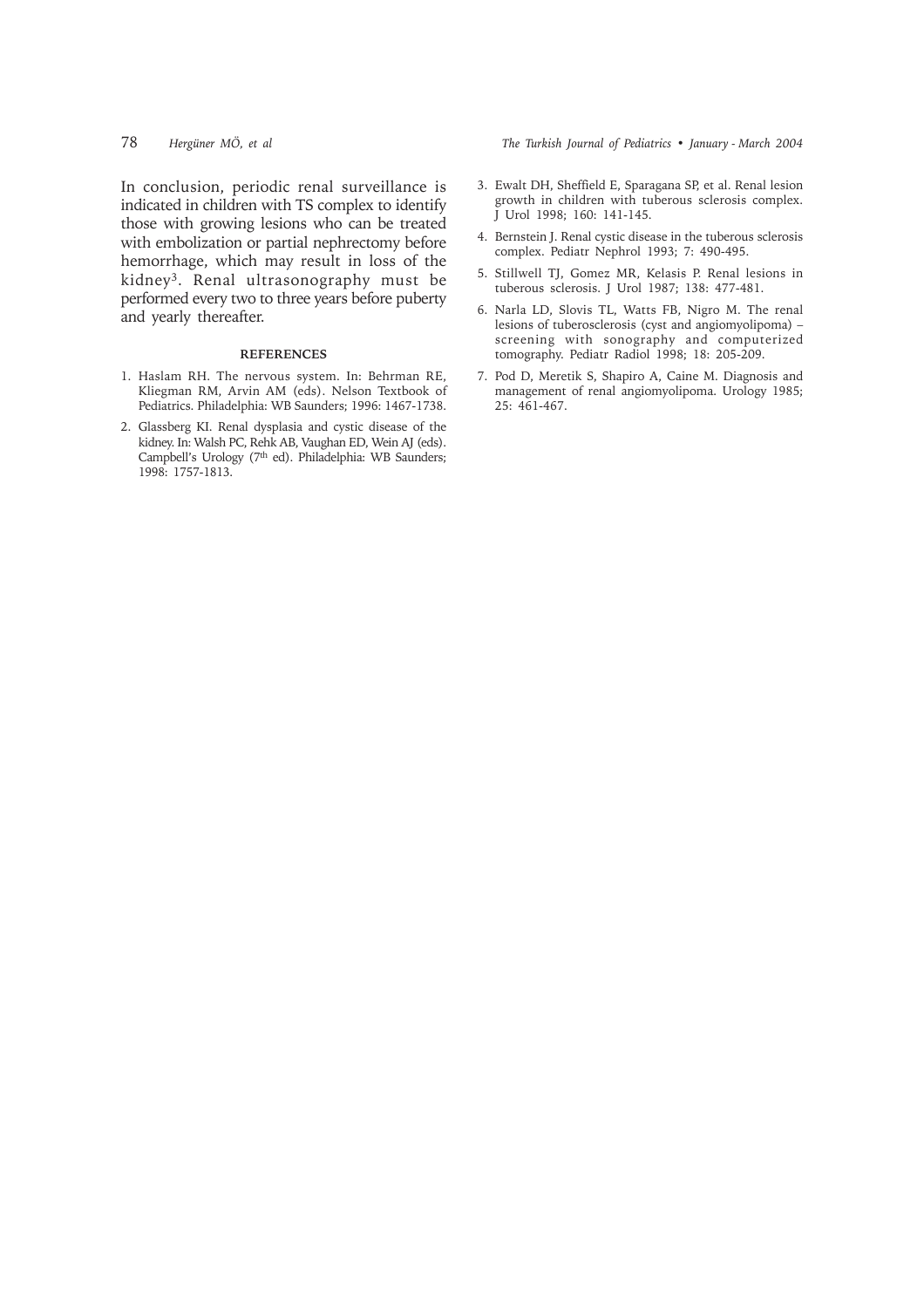In conclusion, periodic renal surveillance is indicated in children with TS complex to identify those with growing lesions who can be treated with embolization or partial nephrectomy before hemorrhage, which may result in loss of the kidney[3]. Renal ultrasonography must be performed every two to three years before puberty and yearly thereafter.

## REFERENCES

1. Haslam RH. The nervous system. In: Behrman RE, Kliegman RM, Arvin AM (eds). Nelson Textbook of Pediatrics. Philadelphia: WB Saunders; 1996: 1467-1738.
2. Glassberg KI. Renal dysplasia and cystic disease of the kidney. In: Walsh PC, Rehk AB, Vaughan ED, Wein AJ (eds). Campbell's Urology (7th ed). Philadelphia: WB Saunders; 1998: 1757-1813.
3. Ewalt DH, Sheffield E, Sparagana SP, et al. Renal lesion growth in children with tuberous sclerosis complex. J Urol 1998; 160: 141-145.
4. Bernstein J. Renal cystic disease in the tuberous sclerosis complex. Pediatr Nephrol 1993; 7: 490-495.
5. Stillwell TJ, Gomez MR, Kelasis P. Renal lesions in tuberous sclerosis. J Urol 1987; 138: 477-481.
6. Narla LD, Slovis TL, Watts FB, Nigro M. The renal lesions of tuberosclerosis (cyst and angiomyolipoma) – screening with sonography and computerized tomography. Pediatr Radiol 1998; 18: 205-209.
7. Pod D, Meretik S, Shapiro A, Caine M. Diagnosis and management of renal angiomyolipoma. Urology 1985; 25: 461-467.